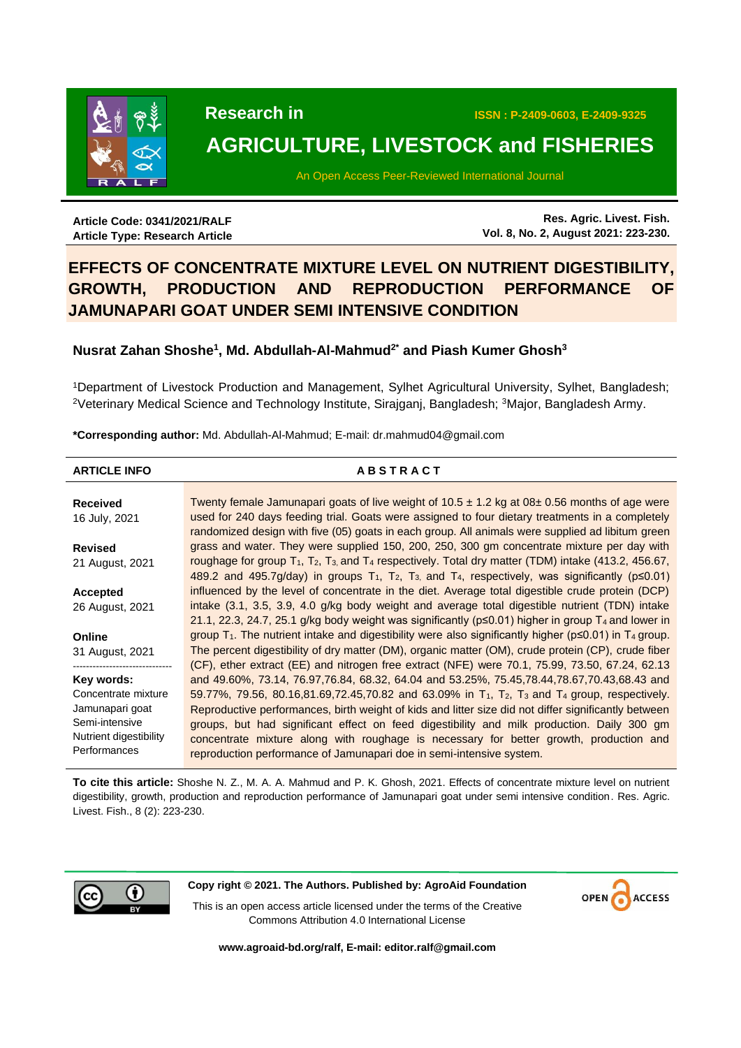Research in

ISSN : P-2409-0603, E-2409-9325

# AGRICULTURE, LIVESTOCK and FISHERIES

An Open Access Peer-Reviewed International Journal

**Article Code: 0341/2021/RALF**
**Article Type: Research Article**

**Res. Agric. Livest. Fish.**
**Vol. 8, No. 2, August 2021: 223-230.**

# EFFECTS OF CONCENTRATE MIXTURE LEVEL ON NUTRIENT DIGESTIBILITY, GROWTH, PRODUCTION AND REPRODUCTION PERFORMANCE OF JAMUNAPARI GOAT UNDER SEMI INTENSIVE CONDITION

**Nusrat Zahan Shoshe[1], Md. Abdullah-Al-Mahmud[2*] and Piash Kumer Ghosh[3]**

[1]Department of Livestock Production and Management, Sylhet Agricultural University, Sylhet, Bangladesh; [2]Veterinary Medical Science and Technology Institute, Sirajganj, Bangladesh; [3]Major, Bangladesh Army.

***Corresponding author:** Md. Abdullah-Al-Mahmud; E-mail: dr.mahmud04@gmail.com

## ARTICLE INFO

**Received**
16 July, 2021

**Revised**
21 August, 2021

**Accepted**
26 August, 2021

**Online**
31 August, 2021

**Key words:**
Concentrate mixture
Jamunapari goat
Semi-intensive
Nutrient digestibility
Performances

## ABSTRACT

Twenty female Jamunapari goats of live weight of 10.5 ± 1.2 kg at 08± 0.56 months of age were used for 240 days feeding trial. Goats were assigned to four dietary treatments in a completely randomized design with five (05) goats in each group. All animals were supplied ad libitum green grass and water. They were supplied 150, 200, 250, 300 gm concentrate mixture per day with roughage for group $T_1$, $T_2$, $T_3$ and $T_4$ respectively. Total dry matter (TDM) intake (413.2, 456.67, 489.2 and 495.7g/day) in groups $T_1$, $T_2$, $T_3$ and $T_4$, respectively, was significantly ($p \leq 0.01$) influenced by the level of concentrate in the diet. Average total digestible crude protein (DCP) intake (3.1, 3.5, 3.9, 4.0 g/kg body weight and average total digestible nutrient (TDN) intake 21.1, 22.3, 24.7, 25.1 g/kg body weight was significantly ($p \leq 0.01$) higher in group $T_4$ and lower in group $T_1$. The nutrient intake and digestibility were also significantly higher ($p \leq 0.01$) in $T_4$ group. The percent digestibility of dry matter (DM), organic matter (OM), crude protein (CP), crude fiber (CF), ether extract (EE) and nitrogen free extract (NFE) were 70.1, 75.99, 73.50, 67.24, 62.13 and 49.60%, 73.14, 76.97,76.84, 68.32, 64.04 and 53.25%, 75.45,78.44,78.67,70.43,68.43 and 59.77%, 79.56, 80.16,81.69,72.45,70.82 and 63.09% in $T_1$, $T_2$, $T_3$ and $T_4$ group, respectively. Reproductive performances, birth weight of kids and litter size did not differ significantly between groups, but had significant effect on feed digestibility and milk production. Daily 300 gm concentrate mixture along with roughage is necessary for better growth, production and reproduction performance of Jamunapari doe in semi-intensive system.

**To cite this article:** Shoshe N. Z., M. A. A. Mahmud and P. K. Ghosh, 2021. Effects of concentrate mixture level on nutrient digestibility, growth, production and reproduction performance of Jamunapari goat under semi intensive condition. Res. Agric. Livest. Fish., 8 (2): 223-230.

**Copy right © 2021. The Authors. Published by: AgroAid Foundation**

This is an open access article licensed under the terms of the Creative Commons Attribution 4.0 International License

**www.agroaid-bd.org/ralf, E-mail: editor.ralf@gmail.com**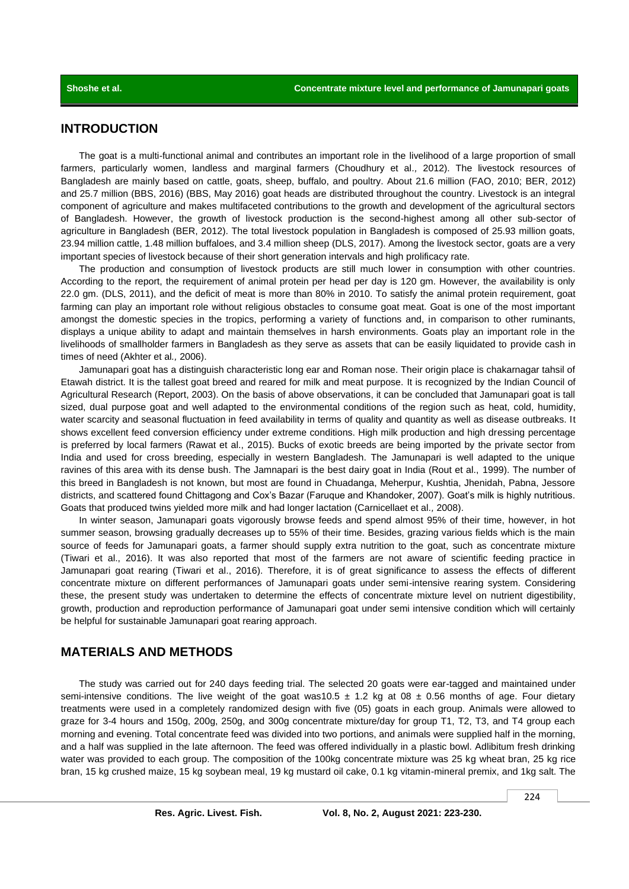## INTRODUCTION

The goat is a multi-functional animal and contributes an important role in the livelihood of a large proportion of small farmers, particularly women, landless and marginal farmers (Choudhury et al*.,* 2012). The livestock resources of Bangladesh are mainly based on cattle, goats, sheep, buffalo, and poultry. About 21.6 million (FAO, 2010; BER, 2012) and 25.7 million (BBS, 2016) (BBS, May 2016) goat heads are distributed throughout the country. Livestock is an integral component of agriculture and makes multifaceted contributions to the growth and development of the agricultural sectors of Bangladesh. However, the growth of livestock production is the second-highest among all other sub-sector of agriculture in Bangladesh (BER, 2012). The total livestock population in Bangladesh is composed of 25.93 million goats, 23.94 million cattle, 1.48 million buffaloes, and 3.4 million sheep (DLS, 2017). Among the livestock sector, goats are a very important species of livestock because of their short generation intervals and high prolificacy rate.

The production and consumption of livestock products are still much lower in consumption with other countries. According to the report, the requirement of animal protein per head per day is 120 gm. However, the availability is only 22.0 gm. (DLS, 2011), and the deficit of meat is more than 80% in 2010. To satisfy the animal protein requirement, goat farming can play an important role without religious obstacles to consume goat meat. Goat is one of the most important amongst the domestic species in the tropics, performing a variety of functions and, in comparison to other ruminants, displays a unique ability to adapt and maintain themselves in harsh environments. Goats play an important role in the livelihoods of smallholder farmers in Bangladesh as they serve as assets that can be easily liquidated to provide cash in times of need (Akhter et al*.,* 2006).

Jamunapari goat has a distinguish characteristic long ear and Roman nose. Their origin place is chakarnagar tahsil of Etawah district. It is the tallest goat breed and reared for milk and meat purpose. It is recognized by the Indian Council of Agricultural Research (Report, 2003). On the basis of above observations, it can be concluded that Jamunapari goat is tall sized, dual purpose goat and well adapted to the environmental conditions of the region such as heat, cold, humidity, water scarcity and seasonal fluctuation in feed availability in terms of quality and quantity as well as disease outbreaks. It shows excellent feed conversion efficiency under extreme conditions. High milk production and high dressing percentage is preferred by local farmers (Rawat et al., 2015). Bucks of exotic breeds are being imported by the private sector from India and used for cross breeding, especially in western Bangladesh. The Jamunapari is well adapted to the unique ravines of this area with its dense bush. The Jamnapari is the best dairy goat in India (Rout et al., 1999). The number of this breed in Bangladesh is not known, but most are found in Chuadanga, Meherpur, Kushtia, Jhenidah, Pabna, Jessore districts, and scattered found Chittagong and Cox's Bazar (Faruque and Khandoker, 2007). Goat's milk is highly nutritious. Goats that produced twins yielded more milk and had longer lactation (Carnicellaet et al*.,* 2008).

In winter season, Jamunapari goats vigorously browse feeds and spend almost 95% of their time, however, in hot summer season, browsing gradually decreases up to 55% of their time. Besides, grazing various fields which is the main source of feeds for Jamunapari goats, a farmer should supply extra nutrition to the goat, such as concentrate mixture (Tiwari et al., 2016). It was also reported that most of the farmers are not aware of scientific feeding practice in Jamunapari goat rearing (Tiwari et al., 2016). Therefore, it is of great significance to assess the effects of different concentrate mixture on different performances of Jamunapari goats under semi-intensive rearing system. Considering these, the present study was undertaken to determine the effects of concentrate mixture level on nutrient digestibility, growth, production and reproduction performance of Jamunapari goat under semi intensive condition which will certainly be helpful for sustainable Jamunapari goat rearing approach.

## MATERIALS AND METHODS

The study was carried out for 240 days feeding trial. The selected 20 goats were ear-tagged and maintained under semi-intensive conditions. The live weight of the goat was10.5 $\pm$ 1.2 kg at 08 $\pm$ 0.56 months of age. Four dietary treatments were used in a completely randomized design with five (05) goats in each group. Animals were allowed to graze for 3-4 hours and 150g, 200g, 250g, and 300g concentrate mixture/day for group T1, T2, T3, and T4 group each morning and evening. Total concentrate feed was divided into two portions, and animals were supplied half in the morning, and a half was supplied in the late afternoon. The feed was offered individually in a plastic bowl. Adlibitum fresh drinking water was provided to each group. The composition of the 100kg concentrate mixture was 25 kg wheat bran, 25 kg rice bran, 15 kg crushed maize, 15 kg soybean meal, 19 kg mustard oil cake, 0.1 kg vitamin-mineral premix, and 1kg salt. The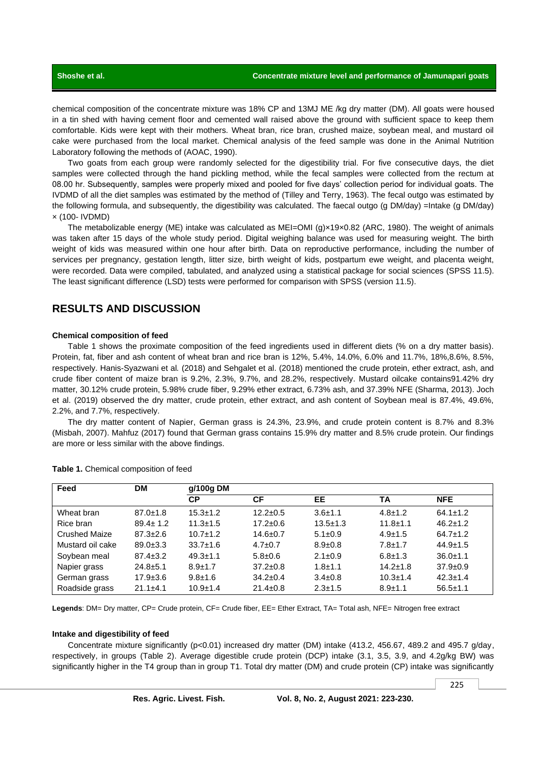chemical composition of the concentrate mixture was 18% CP and 13MJ ME /kg dry matter (DM). All goats were housed in a tin shed with having cement floor and cemented wall raised above the ground with sufficient space to keep them comfortable. Kids were kept with their mothers. Wheat bran, rice bran, crushed maize, soybean meal, and mustard oil cake were purchased from the local market. Chemical analysis of the feed sample was done in the Animal Nutrition Laboratory following the methods of (AOAC, 1990).

Two goats from each group were randomly selected for the digestibility trial. For five consecutive days, the diet samples were collected through the hand pickling method, while the fecal samples were collected from the rectum at 08.00 hr. Subsequently, samples were properly mixed and pooled for five days' collection period for individual goats. The IVDMD of all the diet samples was estimated by the method of (Tilley and Terry, 1963). The fecal outgo was estimated by the following formula, and subsequently, the digestibility was calculated. The faecal outgo (g DM/day) =Intake (g DM/day) × (100- IVDMD)

The metabolizable energy (ME) intake was calculated as MEI=OMI (g)×19×0.82 (ARC, 1980). The weight of animals was taken after 15 days of the whole study period. Digital weighing balance was used for measuring weight. The birth weight of kids was measured within one hour after birth. Data on reproductive performance, including the number of services per pregnancy, gestation length, litter size, birth weight of kids, postpartum ewe weight, and placenta weight, were recorded. Data were compiled, tabulated, and analyzed using a statistical package for social sciences (SPSS 11.5). The least significant difference (LSD) tests were performed for comparison with SPSS (version 11.5).

## RESULTS AND DISCUSSION

**Chemical composition of feed**

Table 1 shows the proximate composition of the feed ingredients used in different diets (% on a dry matter basis). Protein, fat, fiber and ash content of wheat bran and rice bran is 12%, 5.4%, 14.0%, 6.0% and 11.7%, 18%,8.6%, 8.5%, respectively. Hanis-Syazwani et al*.* (2018) and Sehgalet et al. (2018) mentioned the crude protein, ether extract, ash, and crude fiber content of maize bran is 9.2%, 2.3%, 9.7%, and 28.2%, respectively. Mustard oilcake contains91.42% dry matter, 30.12% crude protein, 5.98% crude fiber, 9.29% ether extract, 6.73% ash, and 37.39% NFE (Sharma, 2013). Joch et al. (2019) observed the dry matter, crude protein, ether extract, and ash content of Soybean meal is 87.4%, 49.6%, 2.2%, and 7.7%, respectively.

The dry matter content of Napier, German grass is 24.3%, 23.9%, and crude protein content is 8.7% and 8.3% (Misbah, 2007). Mahfuz (2017) found that German grass contains 15.9% dry matter and 8.5% crude protein. Our findings are more or less similar with the above findings.

**Table 1.** Chemical composition of feed

| Feed | DM | g/100g DM | | | | |
|---|---|---|---|---|---|---|
| | | CP | CF | EE | TA | NFE |
| Wheat bran | 87.0±1.8 | 15.3±1.2 | 12.2±0.5 | 3.6±1.1 | 4.8±1.2 | 64.1±1.2 |
| Rice bran | 89.4± 1.2 | 11.3±1.5 | 17.2±0.6 | 13.5±1.3 | 11.8±1.1 | 46.2±1.2 |
| Crushed Maize | 87.3±2.6 | 10.7±1.2 | 14.6±0.7 | 5.1±0.9 | 4.9±1.5 | 64.7±1.2 |
| Mustard oil cake | 89.0±3.3 | 33.7±1.6 | 4.7±0.7 | 8.9±0.8 | 7.8±1.7 | 44.9±1.5 |
| Soybean meal | 87.4±3.2 | 49.3±1.1 | 5.8±0.6 | 2.1±0.9 | 6.8±1.3 | 36.0±1.1 |
| Napier grass | 24.8±5.1 | 8.9±1.7 | 37.2±0.8 | 1.8±1.1 | 14.2±1.8 | 37.9±0.9 |
| German grass | 17.9±3.6 | 9.8±1.6 | 34.2±0.4 | 3.4±0.8 | 10.3±1.4 | 42.3±1.4 |
| Roadside grass | 21.1±4.1 | 10.9±1.4 | 21.4±0.8 | 2.3±1.5 | 8.9±1.1 | 56.5±1.1 |

**Legends**: DM= Dry matter, CP= Crude protein, CF= Crude fiber, EE= Ether Extract, TA= Total ash, NFE= Nitrogen free extract

**Intake and digestibility of feed**

Concentrate mixture significantly ($p<0.01$) increased dry matter (DM) intake (413.2, 456.67, 489.2 and 495.7 g/day, respectively, in groups (Table 2). Average digestible crude protein (DCP) intake (3.1, 3.5, 3.9, and 4.2g/kg BW) was significantly higher in the T4 group than in group T1. Total dry matter (DM) and crude protein (CP) intake was significantly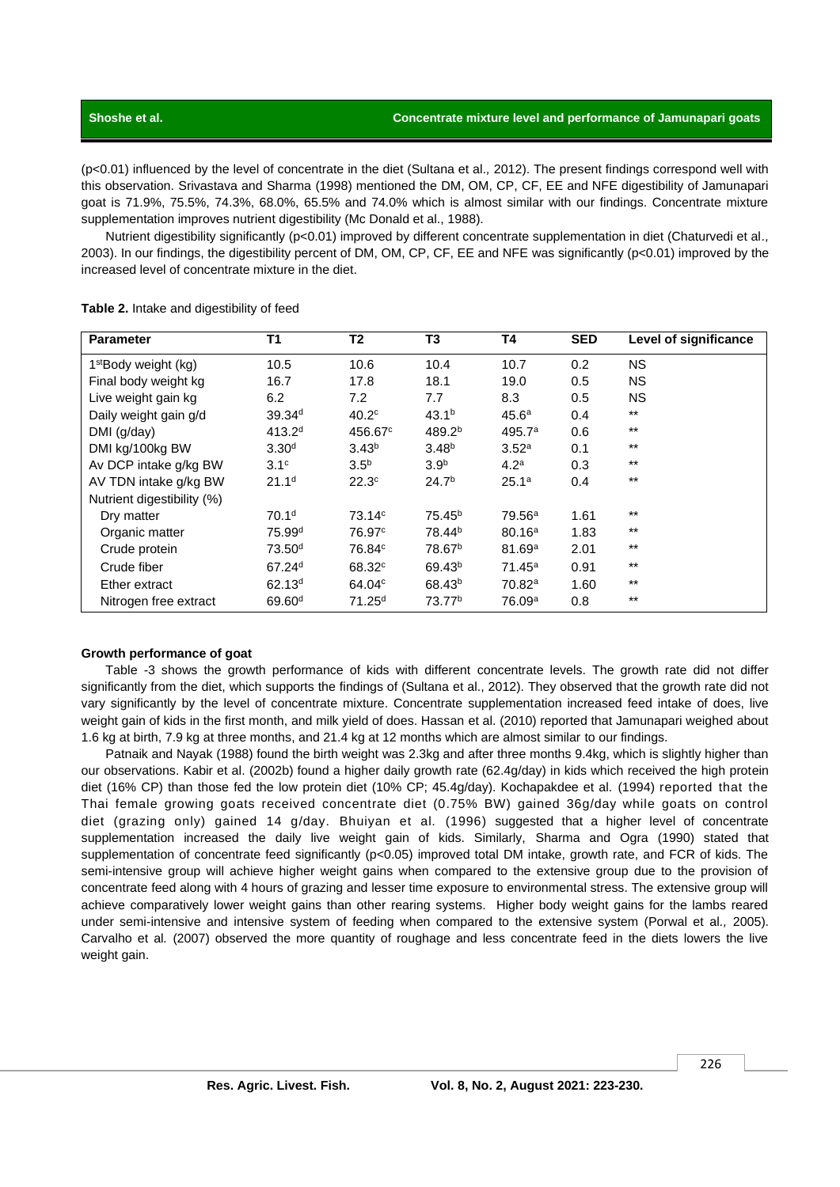(p<0.01) influenced by the level of concentrate in the diet (Sultana et al., 2012). The present findings correspond well with this observation. Srivastava and Sharma (1998) mentioned the DM, OM, CP, CF, EE and NFE digestibility of Jamunapari goat is 71.9%, 75.5%, 74.3%, 68.0%, 65.5% and 74.0% which is almost similar with our findings. Concentrate mixture supplementation improves nutrient digestibility (Mc Donald et al., 1988).

Nutrient digestibility significantly (p<0.01) improved by different concentrate supplementation in diet (Chaturvedi et al., 2003). In our findings, the digestibility percent of DM, OM, CP, CF, EE and NFE was significantly (p<0.01) improved by the increased level of concentrate mixture in the diet.

**Table 2.** Intake and digestibility of feed

| Parameter | T1 | T2 | T3 | T4 | SED | Level of significance |
|---|---|---|---|---|---|---|
| 1stBody weight (kg) | 10.5 | 10.6 | 10.4 | 10.7 | 0.2 | NS |
| Final body weight kg | 16.7 | 17.8 | 18.1 | 19.0 | 0.5 | NS |
| Live weight gain kg | 6.2 | 7.2 | 7.7 | 8.3 | 0.5 | NS |
| Daily weight gain g/d | 39.34[d] | 40.2[c] | 43.1[b] | 45.6[a] | 0.4 | ** |
| DMI (g/day) | 413.2[d] | 456.67[c] | 489.2[b] | 495.7[a] | 0.6 | ** |
| DMI kg/100kg BW | 3.30[d] | 3.43[b] | 3.48[b] | 3.52[a] | 0.1 | ** |
| Av DCP intake g/kg BW | 3.1[c] | 3.5[b] | 3.9[b] | 4.2[a] | 0.3 | ** |
| AV TDN intake g/kg BW | 21.1[d] | 22.3[c] | 24.7[b] | 25.1[a] | 0.4 | ** |
| Nutrient digestibility (%) | | | | | | |
| Dry matter | 70.1[d] | 73.14[c] | 75.45[b] | 79.56[a] | 1.61 | ** |
| Organic matter | 75.99[d] | 76.97[c] | 78.44[b] | 80.16[a] | 1.83 | ** |
| Crude protein | 73.50[d] | 76.84[c] | 78.67[b] | 81.69[a] | 2.01 | ** |
| Crude fiber | 67.24[d] | 68.32[c] | 69.43[b] | 71.45[a] | 0.91 | ** |
| Ether extract | 62.13[d] | 64.04[c] | 68.43[b] | 70.82[a] | 1.60 | ** |
| Nitrogen free extract | 69.60[d] | 71.25[d] | 73.77[b] | 76.09[a] | 0.8 | ** |

### Growth performance of goat

Table -3 shows the growth performance of kids with different concentrate levels. The growth rate did not differ significantly from the diet, which supports the findings of (Sultana et al., 2012). They observed that the growth rate did not vary significantly by the level of concentrate mixture. Concentrate supplementation increased feed intake of does, live weight gain of kids in the first month, and milk yield of does. Hassan et al. (2010) reported that Jamunapari weighed about 1.6 kg at birth, 7.9 kg at three months, and 21.4 kg at 12 months which are almost similar to our findings.

Patnaik and Nayak (1988) found the birth weight was 2.3kg and after three months 9.4kg, which is slightly higher than our observations. Kabir et al. (2002b) found a higher daily growth rate (62.4g/day) in kids which received the high protein diet (16% CP) than those fed the low protein diet (10% CP; 45.4g/day). Kochapakdee et al. (1994) reported that the Thai female growing goats received concentrate diet (0.75% BW) gained 36g/day while goats on control diet (grazing only) gained 14 g/day. Bhuiyan et al. (1996) suggested that a higher level of concentrate supplementation increased the daily live weight gain of kids. Similarly, Sharma and Ogra (1990) stated that supplementation of concentrate feed significantly (p<0.05) improved total DM intake, growth rate, and FCR of kids. The semi-intensive group will achieve higher weight gains when compared to the extensive group due to the provision of concentrate feed along with 4 hours of grazing and lesser time exposure to environmental stress. The extensive group will achieve comparatively lower weight gains than other rearing systems. Higher body weight gains for the lambs reared under semi-intensive and intensive system of feeding when compared to the extensive system (Porwal et al., 2005). Carvalho et al. (2007) observed the more quantity of roughage and less concentrate feed in the diets lowers the live weight gain.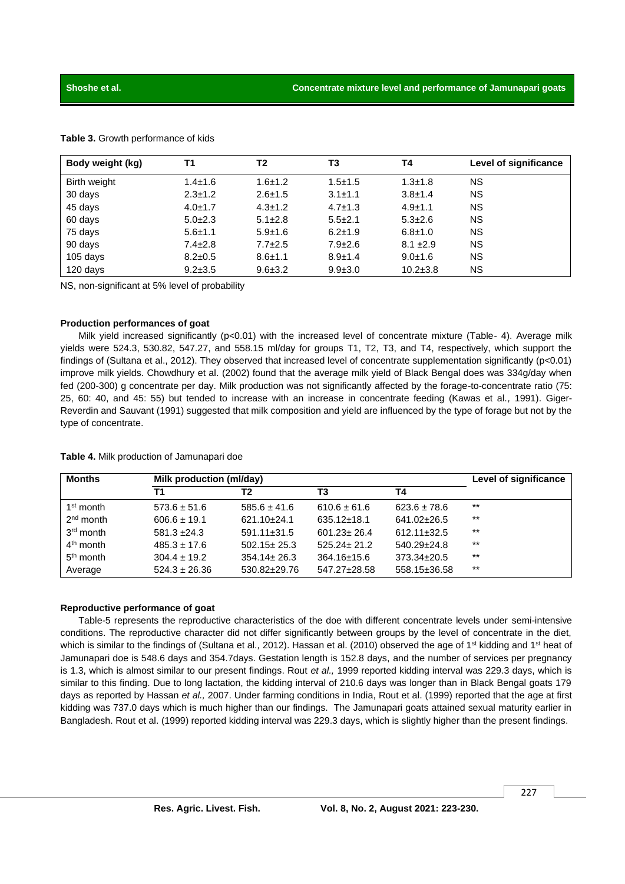**Table 3.** Growth performance of kids

| Body weight (kg) | T1 | T2 | T3 | T4 | Level of significance |
|---|---|---|---|---|---|
| Birth weight | 1.4±1.6 | 1.6±1.2 | 1.5±1.5 | 1.3±1.8 | NS |
| 30 days | 2.3±1.2 | 2.6±1.5 | 3.1±1.1 | 3.8±1.4 | NS |
| 45 days | 4.0±1.7 | 4.3±1.2 | 4.7±1.3 | 4.9±1.1 | NS |
| 60 days | 5.0±2.3 | 5.1±2.8 | 5.5±2.1 | 5.3±2.6 | NS |
| 75 days | 5.6±1.1 | 5.9±1.6 | 6.2±1.9 | 6.8±1.0 | NS |
| 90 days | 7.4±2.8 | 7.7±2.5 | 7.9±2.6 | 8.1 ±2.9 | NS |
| 105 days | 8.2±0.5 | 8.6±1.1 | 8.9±1.4 | 9.0±1.6 | NS |
| 120 days | 9.2±3.5 | 9.6±3.2 | 9.9±3.0 | 10.2±3.8 | NS |

NS, non-significant at 5% level of probability

**Production performances of goat**

Milk yield increased significantly ($p<0.01$) with the increased level of concentrate mixture (Table- 4). Average milk yields were 524.3, 530.82, 547.27, and 558.15 ml/day for groups T1, T2, T3, and T4, respectively, which support the findings of (Sultana et al., 2012). They observed that increased level of concentrate supplementation significantly ($p<0.01$) improve milk yields. Chowdhury et al. (2002) found that the average milk yield of Black Bengal does was 334g/day when fed (200-300) g concentrate per day. Milk production was not significantly affected by the forage-to-concentrate ratio (75: 25, 60: 40, and 45: 55) but tended to increase with an increase in concentrate feeding (Kawas et al*.,* 1991). Giger-Reverdin and Sauvant (1991) suggested that milk composition and yield are influenced by the type of forage but not by the type of concentrate.

**Table 4.** Milk production of Jamunapari doe

| Months | Milk production (ml/day) | | | | Level of significance |
|---|---|---|---|---|---|
| | T1 | T2 | T3 | T4 | |
| 1st month | 573.6 ± 51.6 | 585.6 ± 41.6 | 610.6 ± 61.6 | 623.6 ± 78.6 | ** |
| 2nd month | 606.6 ± 19.1 | 621.10±24.1 | 635.12±18.1 | 641.02±26.5 | ** |
| 3rd month | 581.3 ±24.3 | 591.11±31.5 | 601.23± 26.4 | 612.11±32.5 | ** |
| 4th month | 485.3 ± 17.6 | 502.15± 25.3 | 525.24± 21.2 | 540.29±24.8 | ** |
| 5th month | 304.4 ± 19.2 | 354.14± 26.3 | 364.16±15.6 | 373.34±20.5 | ** |
| Average | 524.3 ± 26.36 | 530.82±29.76 | 547.27±28.58 | 558.15±36.58 | ** |

**Reproductive performance of goat**

Table-5 represents the reproductive characteristics of the doe with different concentrate levels under semi-intensive conditions. The reproductive character did not differ significantly between groups by the level of concentrate in the diet, which is similar to the findings of (Sultana et al*.,* 2012). Hassan et al. (2010) observed the age of 1st kidding and 1st heat of Jamunapari doe is 548.6 days and 354.7days. Gestation length is 152.8 days, and the number of services per pregnancy is 1.3, which is almost similar to our present findings. Rout *et al.,* 1999 reported kidding interval was 229.3 days, which is similar to this finding. Due to long lactation, the kidding interval of 210.6 days was longer than in Black Bengal goats 179 days as reported by Hassan *et al.,* 2007. Under farming conditions in India, Rout et al. (1999) reported that the age at first kidding was 737.0 days which is much higher than our findings. The Jamunapari goats attained sexual maturity earlier in Bangladesh. Rout et al. (1999) reported kidding interval was 229.3 days, which is slightly higher than the present findings.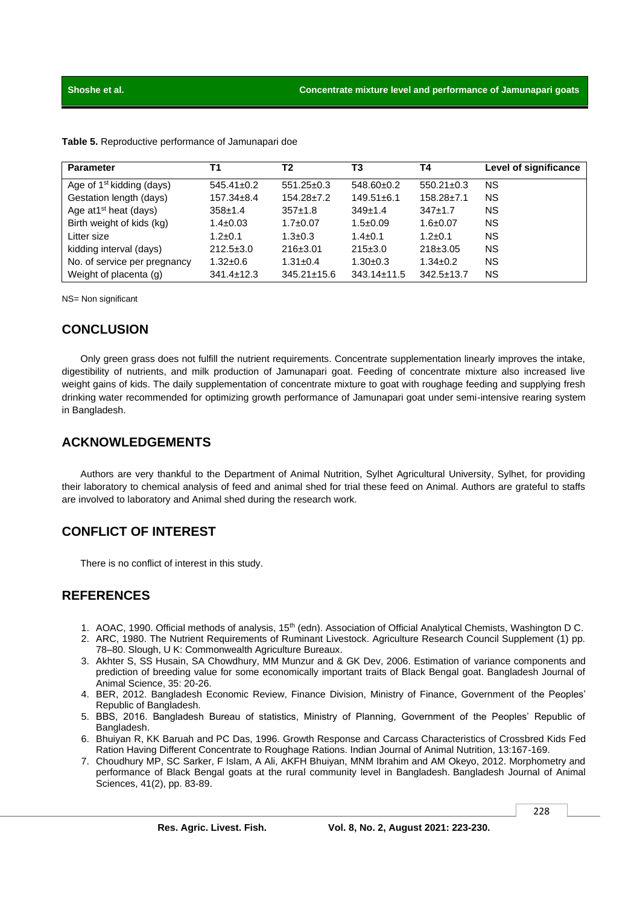**Table 5.** Reproductive performance of Jamunapari doe

| Parameter | T1 | T2 | T3 | T4 | Level of significance |
|---|---|---|---|---|---|
| Age of 1st kidding (days) | 545.41±0.2 | 551.25±0.3 | 548.60±0.2 | 550.21±0.3 | NS |
| Gestation length (days) | 157.34±8.4 | 154.28±7.2 | 149.51±6.1 | 158.28±7.1 | NS |
| Age at1st heat (days) | 358±1.4 | 357±1.8 | 349±1.4 | 347±1.7 | NS |
| Birth weight of kids (kg) | 1.4±0.03 | 1.7±0.07 | 1.5±0.09 | 1.6±0.07 | NS |
| Litter size | 1.2±0.1 | 1.3±0.3 | 1.4±0.1 | 1.2±0.1 | NS |
| kidding interval (days) | 212.5±3.0 | 216±3.01 | 215±3.0 | 218±3.05 | NS |
| No. of service per pregnancy | 1.32±0.6 | 1.31±0.4 | 1.30±0.3 | 1.34±0.2 | NS |
| Weight of placenta (g) | 341.4±12.3 | 345.21±15.6 | 343.14±11.5 | 342.5±13.7 | NS |

NS= Non significant

## CONCLUSION

Only green grass does not fulfill the nutrient requirements. Concentrate supplementation linearly improves the intake, digestibility of nutrients, and milk production of Jamunapari goat. Feeding of concentrate mixture also increased live weight gains of kids. The daily supplementation of concentrate mixture to goat with roughage feeding and supplying fresh drinking water recommended for optimizing growth performance of Jamunapari goat under semi-intensive rearing system in Bangladesh.

## ACKNOWLEDGEMENTS

Authors are very thankful to the Department of Animal Nutrition, Sylhet Agricultural University, Sylhet, for providing their laboratory to chemical analysis of feed and animal shed for trial these feed on Animal. Authors are grateful to staffs are involved to laboratory and Animal shed during the research work.

## CONFLICT OF INTEREST

There is no conflict of interest in this study.

## REFERENCES

1. AOAC, 1990. Official methods of analysis, 15th (edn). Association of Official Analytical Chemists, Washington D C.
2. ARC, 1980. The Nutrient Requirements of Ruminant Livestock. Agriculture Research Council Supplement (1) pp. 78–80. Slough, U K: Commonwealth Agriculture Bureaux.
3. Akhter S, SS Husain, SA Chowdhury, MM Munzur and & GK Dev, 2006. Estimation of variance components and prediction of breeding value for some economically important traits of Black Bengal goat. Bangladesh Journal of Animal Science, 35: 20-26.
4. BER, 2012. Bangladesh Economic Review, Finance Division, Ministry of Finance, Government of the Peoples' Republic of Bangladesh.
5. BBS, 2016. Bangladesh Bureau of statistics, Ministry of Planning, Government of the Peoples' Republic of Bangladesh.
6. Bhuiyan R, KK Baruah and PC Das, 1996. Growth Response and Carcass Characteristics of Crossbred Kids Fed Ration Having Different Concentrate to Roughage Rations. Indian Journal of Animal Nutrition, 13:167-169.
7. Choudhury MP, SC Sarker, F Islam, A Ali, AKFH Bhuiyan, MNM Ibrahim and AM Okeyo, 2012. Morphometry and performance of Black Bengal goats at the rural community level in Bangladesh. Bangladesh Journal of Animal Sciences, 41(2), pp. 83-89.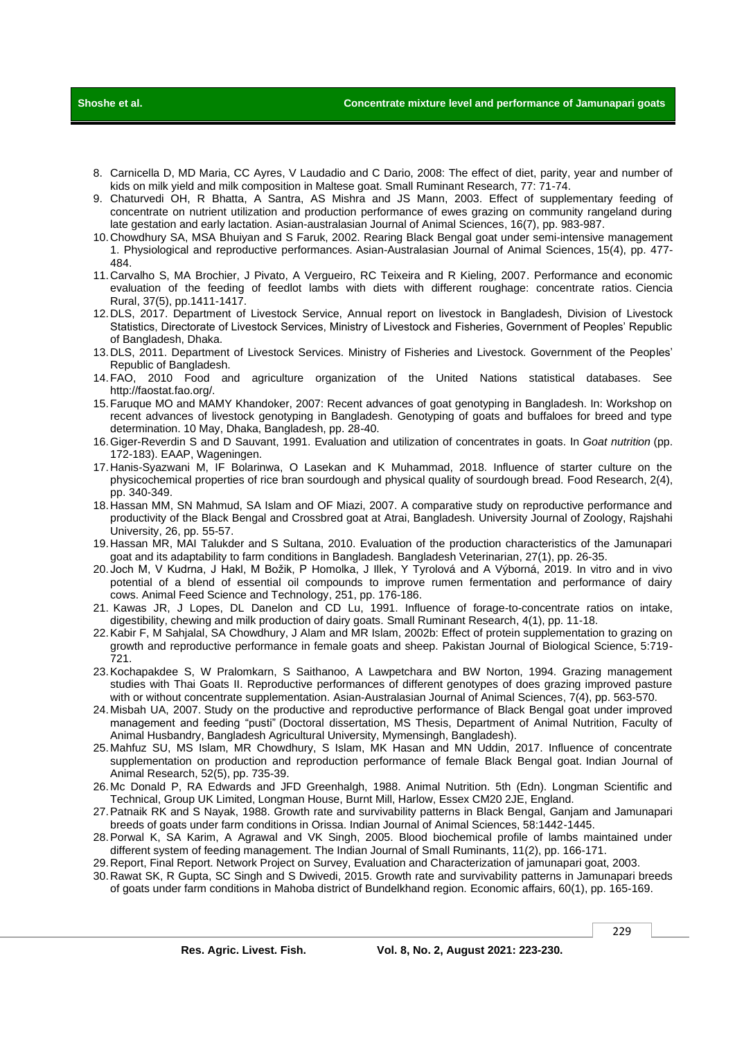8. Carnicella D, MD Maria, CC Ayres, V Laudadio and C Dario, 2008: The effect of diet, parity, year and number of kids on milk yield and milk composition in Maltese goat. Small Ruminant Research, 77: 71-74.
9. Chaturvedi OH, R Bhatta, A Santra, AS Mishra and JS Mann, 2003. Effect of supplementary feeding of concentrate on nutrient utilization and production performance of ewes grazing on community rangeland during late gestation and early lactation. Asian-australasian Journal of Animal Sciences, 16(7), pp. 983-987.
10. Chowdhury SA, MSA Bhuiyan and S Faruk, 2002. Rearing Black Bengal goat under semi-intensive management 1. Physiological and reproductive performances. Asian-Australasian Journal of Animal Sciences, 15(4), pp. 477-484.
11. Carvalho S, MA Brochier, J Pivato, A Vergueiro, RC Teixeira and R Kieling, 2007. Performance and economic evaluation of the feeding of feedlot lambs with diets with different roughage: concentrate ratios. Ciencia Rural, 37(5), pp.1411-1417.
12. DLS, 2017. Department of Livestock Service, Annual report on livestock in Bangladesh, Division of Livestock Statistics, Directorate of Livestock Services, Ministry of Livestock and Fisheries, Government of Peoples' Republic of Bangladesh, Dhaka.
13. DLS, 2011. Department of Livestock Services. Ministry of Fisheries and Livestock. Government of the Peoples' Republic of Bangladesh.
14. FAO, 2010 Food and agriculture organization of the United Nations statistical databases. See http://faostat.fao.org/.
15. Faruque MO and MAMY Khandoker, 2007: Recent advances of goat genotyping in Bangladesh. In: Workshop on recent advances of livestock genotyping in Bangladesh. Genotyping of goats and buffaloes for breed and type determination. 10 May, Dhaka, Bangladesh, pp. 28-40.
16. Giger-Reverdin S and D Sauvant, 1991. Evaluation and utilization of concentrates in goats. In *Goat nutrition* (pp. 172-183). EAAP, Wageningen.
17. Hanis-Syazwani M, IF Bolarinwa, O Lasekan and K Muhammad, 2018. Influence of starter culture on the physicochemical properties of rice bran sourdough and physical quality of sourdough bread. Food Research, 2(4), pp. 340-349.
18. Hassan MM, SN Mahmud, SA Islam and OF Miazi, 2007. A comparative study on reproductive performance and productivity of the Black Bengal and Crossbred goat at Atrai, Bangladesh. University Journal of Zoology, Rajshahi University, 26, pp. 55-57.
19. Hassan MR, MAI Talukder and S Sultana, 2010. Evaluation of the production characteristics of the Jamunapari goat and its adaptability to farm conditions in Bangladesh. Bangladesh Veterinarian, 27(1), pp. 26-35.
20. Joch M, V Kudrna, J Hakl, M Božik, P Homolka, J Illek, Y Tyrolová and A Výborná, 2019. In vitro and in vivo potential of a blend of essential oil compounds to improve rumen fermentation and performance of dairy cows. Animal Feed Science and Technology, 251, pp. 176-186.
21. Kawas JR, J Lopes, DL Danelon and CD Lu, 1991. Influence of forage-to-concentrate ratios on intake, digestibility, chewing and milk production of dairy goats. Small Ruminant Research, 4(1), pp. 11-18.
22. Kabir F, M Sahjalal, SA Chowdhury, J Alam and MR Islam, 2002b: Effect of protein supplementation to grazing on growth and reproductive performance in female goats and sheep. Pakistan Journal of Biological Science, 5:719-721.
23. Kochapakdee S, W Pralomkarn, S Saithanoo, A Lawpetchara and BW Norton, 1994. Grazing management studies with Thai Goats II. Reproductive performances of different genotypes of does grazing improved pasture with or without concentrate supplementation. Asian-Australasian Journal of Animal Sciences, 7(4), pp. 563-570.
24. Misbah UA, 2007. Study on the productive and reproductive performance of Black Bengal goat under improved management and feeding "pusti" (Doctoral dissertation, MS Thesis, Department of Animal Nutrition, Faculty of Animal Husbandry, Bangladesh Agricultural University, Mymensingh, Bangladesh).
25. Mahfuz SU, MS Islam, MR Chowdhury, S Islam, MK Hasan and MN Uddin, 2017. Influence of concentrate supplementation on production and reproduction performance of female Black Bengal goat. Indian Journal of Animal Research, 52(5), pp. 735-39.
26. Mc Donald P, RA Edwards and JFD Greenhalgh, 1988. Animal Nutrition. 5th (Edn). Longman Scientific and Technical, Group UK Limited, Longman House, Burnt Mill, Harlow, Essex CM20 2JE, England.
27. Patnaik RK and S Nayak, 1988. Growth rate and survivability patterns in Black Bengal, Ganjam and Jamunapari breeds of goats under farm conditions in Orissa. Indian Journal of Animal Sciences, 58:1442-1445.
28. Porwal K, SA Karim, A Agrawal and VK Singh, 2005. Blood biochemical profile of lambs maintained under different system of feeding management. The Indian Journal of Small Ruminants, 11(2), pp. 166-171.
29. Report, Final Report. Network Project on Survey, Evaluation and Characterization of jamunapari goat, 2003.
30. Rawat SK, R Gupta, SC Singh and S Dwivedi, 2015. Growth rate and survivability patterns in Jamunapari breeds of goats under farm conditions in Mahoba district of Bundelkhand region. Economic affairs, 60(1), pp. 165-169.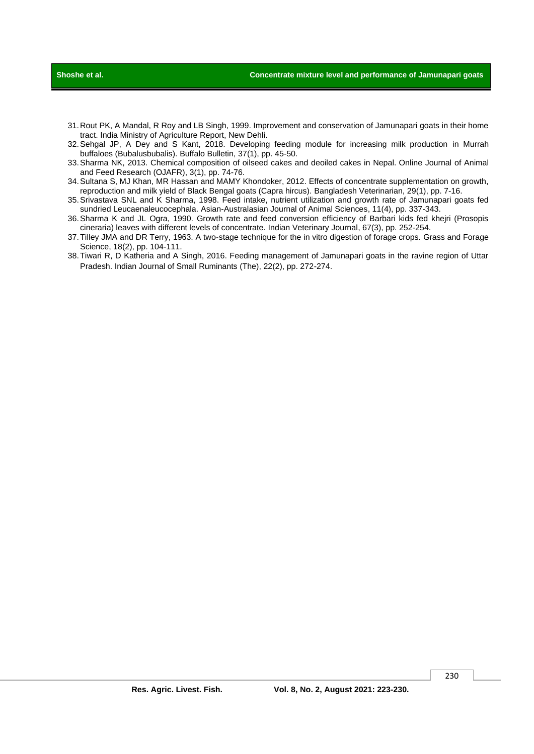31. Rout PK, A Mandal, R Roy and LB Singh, 1999. Improvement and conservation of Jamunapari goats in their home tract. India Ministry of Agriculture Report, New Dehli.
32. Sehgal JP, A Dey and S Kant, 2018. Developing feeding module for increasing milk production in Murrah buffaloes (Bubalusbubalis). Buffalo Bulletin, 37(1), pp. 45-50.
33. Sharma NK, 2013. Chemical composition of oilseed cakes and deoiled cakes in Nepal. Online Journal of Animal and Feed Research (OJAFR), 3(1), pp. 74-76.
34. Sultana S, MJ Khan, MR Hassan and MAMY Khondoker, 2012. Effects of concentrate supplementation on growth, reproduction and milk yield of Black Bengal goats (Capra hircus). Bangladesh Veterinarian, 29(1), pp. 7-16.
35. Srivastava SNL and K Sharma, 1998. Feed intake, nutrient utilization and growth rate of Jamunapari goats fed sundried Leucaenaleucocephala. Asian-Australasian Journal of Animal Sciences, 11(4), pp. 337-343.
36. Sharma K and JL Ogra, 1990. Growth rate and feed conversion efficiency of Barbari kids fed khejri (Prosopis cineraria) leaves with different levels of concentrate. Indian Veterinary Journal, 67(3), pp. 252-254.
37. Tilley JMA and DR Terry, 1963. A two-stage technique for the in vitro digestion of forage crops. Grass and Forage Science, 18(2), pp. 104-111.
38. Tiwari R, D Katheria and A Singh, 2016. Feeding management of Jamunapari goats in the ravine region of Uttar Pradesh. Indian Journal of Small Ruminants (The), 22(2), pp. 272-274.